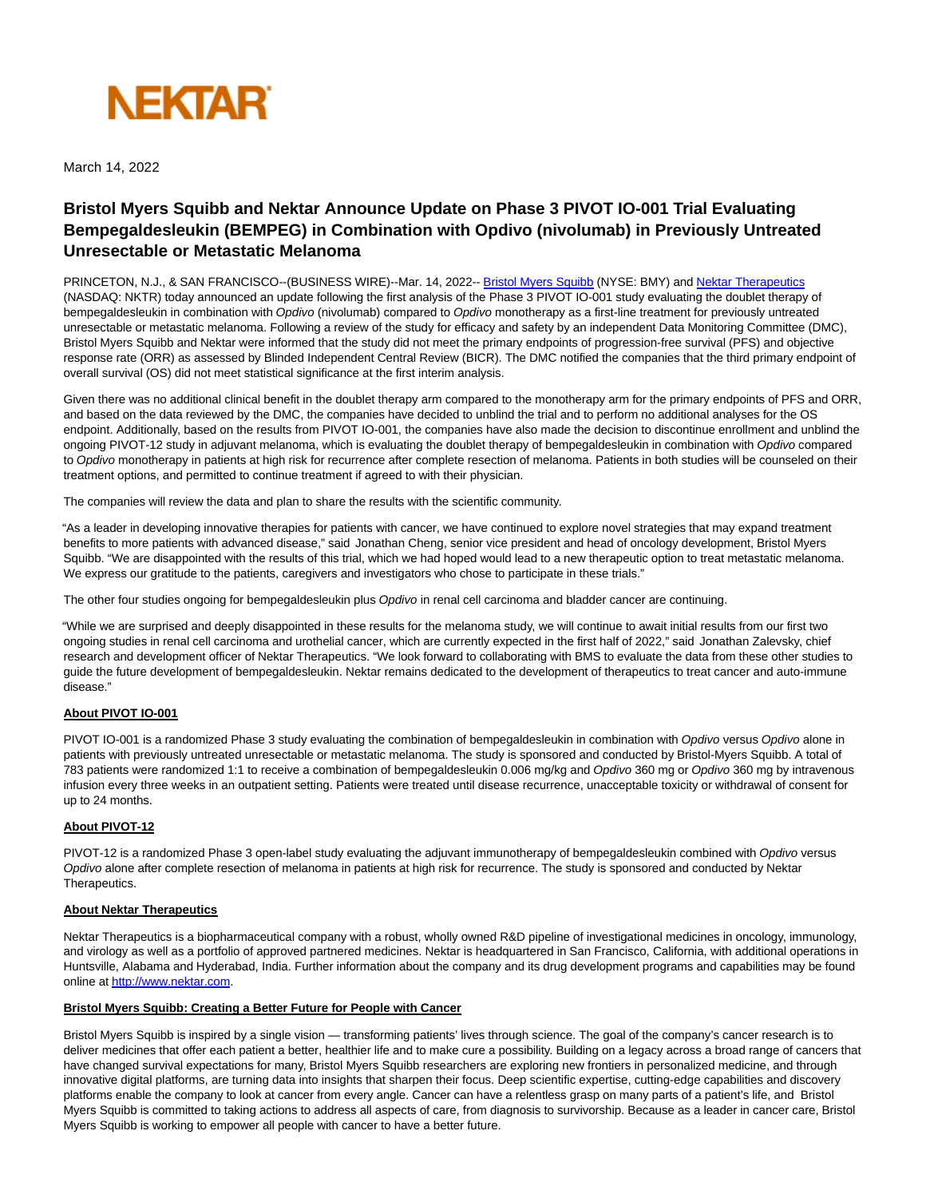NEKTAR

March 14, 2022

# Bristol Myers Squibb and Nektar Announce Update on Phase 3 PIVOT IO-001 Trial Evaluating Bempegaldesleukin (BEMPEG) in Combination with Opdivo (nivolumab) in Previously Untreated Unresectable or Metastatic Melanoma

PRINCETON, N.J., & SAN FRANCISCO--(BUSINESS WIRE)--Mar. 14, 2022-- [Bristol Myers Squibb](#) (NYSE: BMY) and [Nektar Therapeutics](#) (NASDAQ: NKTR) today announced an update following the first analysis of the Phase 3 PIVOT IO-001 study evaluating the doublet therapy of bempegaldesleukin in combination with *Opdivo* (nivolumab) compared to *Opdivo* monotherapy as a first-line treatment for previously untreated unresectable or metastatic melanoma. Following a review of the study for efficacy and safety by an independent Data Monitoring Committee (DMC), Bristol Myers Squibb and Nektar were informed that the study did not meet the primary endpoints of progression-free survival (PFS) and objective response rate (ORR) as assessed by Blinded Independent Central Review (BICR). The DMC notified the companies that the third primary endpoint of overall survival (OS) did not meet statistical significance at the first interim analysis.

Given there was no additional clinical benefit in the doublet therapy arm compared to the monotherapy arm for the primary endpoints of PFS and ORR, and based on the data reviewed by the DMC, the companies have decided to unblind the trial and to perform no additional analyses for the OS endpoint. Additionally, based on the results from PIVOT IO-001, the companies have also made the decision to discontinue enrollment and unblind the ongoing PIVOT-12 study in adjuvant melanoma, which is evaluating the doublet therapy of bempegaldesleukin in combination with *Opdivo* compared to *Opdivo* monotherapy in patients at high risk for recurrence after complete resection of melanoma. Patients in both studies will be counseled on their treatment options, and permitted to continue treatment if agreed to with their physician.

The companies will review the data and plan to share the results with the scientific community.

"As a leader in developing innovative therapies for patients with cancer, we have continued to explore novel strategies that may expand treatment benefits to more patients with advanced disease," said Jonathan Cheng, senior vice president and head of oncology development, Bristol Myers Squibb. "We are disappointed with the results of this trial, which we had hoped would lead to a new therapeutic option to treat metastatic melanoma. We express our gratitude to the patients, caregivers and investigators who chose to participate in these trials."

The other four studies ongoing for bempegaldesleukin plus *Opdivo* in renal cell carcinoma and bladder cancer are continuing.

"While we are surprised and deeply disappointed in these results for the melanoma study, we will continue to await initial results from our first two ongoing studies in renal cell carcinoma and urothelial cancer, which are currently expected in the first half of 2022," said Jonathan Zalevsky, chief research and development officer of Nektar Therapeutics. "We look forward to collaborating with BMS to evaluate the data from these other studies to guide the future development of bempegaldesleukin. Nektar remains dedicated to the development of therapeutics to treat cancer and auto-immune disease."

**About PIVOT IO-001**

PIVOT IO-001 is a randomized Phase 3 study evaluating the combination of bempegaldesleukin in combination with *Opdivo* versus *Opdivo* alone in patients with previously untreated unresectable or metastatic melanoma. The study is sponsored and conducted by Bristol-Myers Squibb. A total of 783 patients were randomized 1:1 to receive a combination of bempegaldesleukin 0.006 mg/kg and *Opdivo* 360 mg or *Opdivo* 360 mg by intravenous infusion every three weeks in an outpatient setting. Patients were treated until disease recurrence, unacceptable toxicity or withdrawal of consent for up to 24 months.

**About PIVOT-12**

PIVOT-12 is a randomized Phase 3 open-label study evaluating the adjuvant immunotherapy of bempegaldesleukin combined with *Opdivo* versus *Opdivo* alone after complete resection of melanoma in patients at high risk for recurrence. The study is sponsored and conducted by Nektar Therapeutics.

**About Nektar Therapeutics**

Nektar Therapeutics is a biopharmaceutical company with a robust, wholly owned R&D pipeline of investigational medicines in oncology, immunology, and virology as well as a portfolio of approved partnered medicines. Nektar is headquartered in San Francisco, California, with additional operations in Huntsville, Alabama and Hyderabad, India. Further information about the company and its drug development programs and capabilities may be found online at [http://www.nektar.com](http://www.nektar.com).

**Bristol Myers Squibb: Creating a Better Future for People with Cancer**

Bristol Myers Squibb is inspired by a single vision — transforming patients' lives through science. The goal of the company's cancer research is to deliver medicines that offer each patient a better, healthier life and to make cure a possibility. Building on a legacy across a broad range of cancers that have changed survival expectations for many, Bristol Myers Squibb researchers are exploring new frontiers in personalized medicine, and through innovative digital platforms, are turning data into insights that sharpen their focus. Deep scientific expertise, cutting-edge capabilities and discovery platforms enable the company to look at cancer from every angle. Cancer can have a relentless grasp on many parts of a patient's life, and Bristol Myers Squibb is committed to taking actions to address all aspects of care, from diagnosis to survivorship. Because as a leader in cancer care, Bristol Myers Squibb is working to empower all people with cancer to have a better future.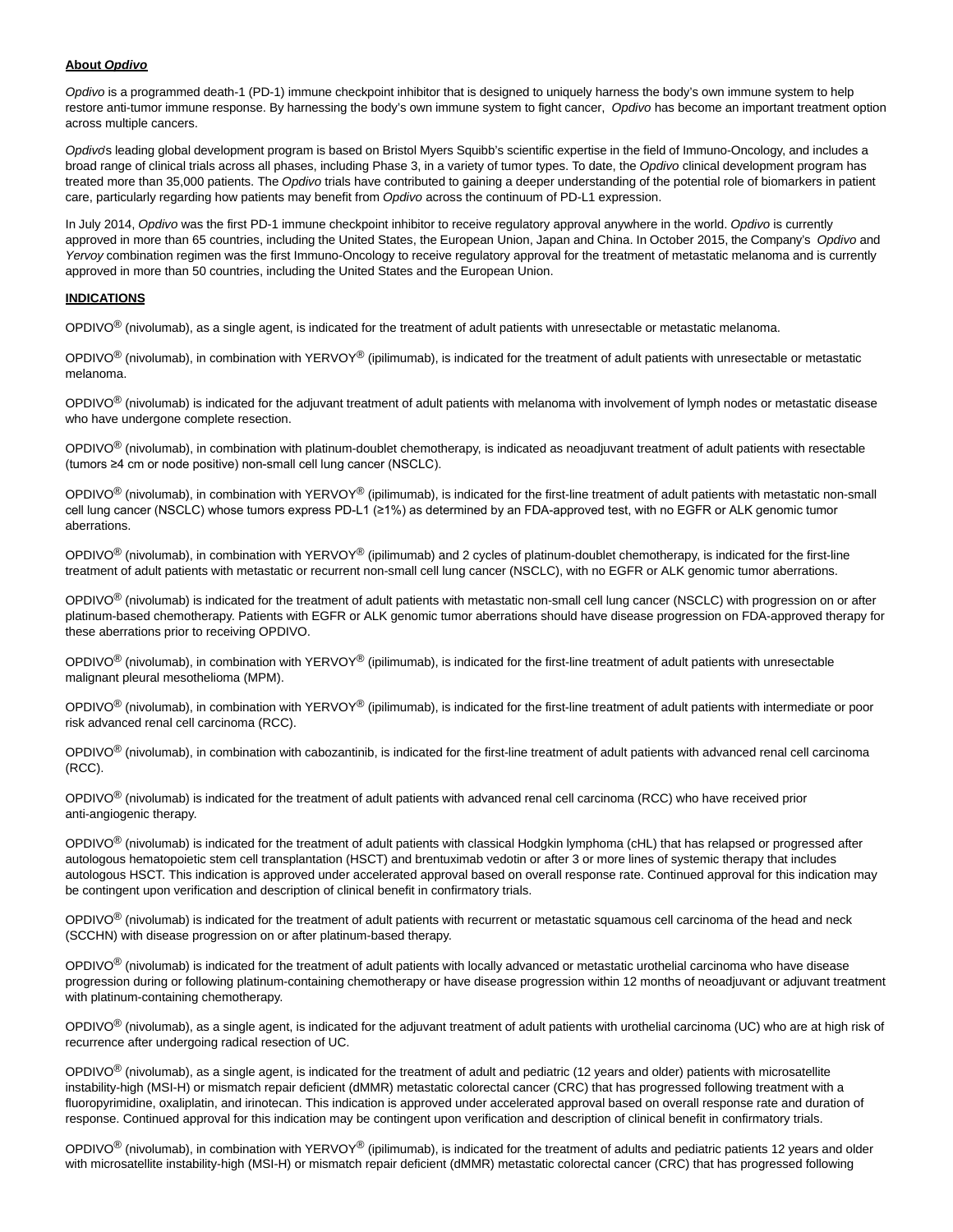**About *Opdivo***

*Opdivo* is a programmed death-1 (PD-1) immune checkpoint inhibitor that is designed to uniquely harness the body's own immune system to help restore anti-tumor immune response. By harnessing the body's own immune system to fight cancer, *Opdivo* has become an important treatment option across multiple cancers.

*Opdivo*'s leading global development program is based on Bristol Myers Squibb's scientific expertise in the field of Immuno-Oncology, and includes a broad range of clinical trials across all phases, including Phase 3, in a variety of tumor types. To date, the *Opdivo* clinical development program has treated more than 35,000 patients. The *Opdivo* trials have contributed to gaining a deeper understanding of the potential role of biomarkers in patient care, particularly regarding how patients may benefit from *Opdivo* across the continuum of PD-L1 expression.

In July 2014, *Opdivo* was the first PD-1 immune checkpoint inhibitor to receive regulatory approval anywhere in the world. *Opdivo* is currently approved in more than 65 countries, including the United States, the European Union, Japan and China. In October 2015, the Company's *Opdivo* and *Yervoy* combination regimen was the first Immuno-Oncology to receive regulatory approval for the treatment of metastatic melanoma and is currently approved in more than 50 countries, including the United States and the European Union.

**INDICATIONS**

OPDIVO® (nivolumab), as a single agent, is indicated for the treatment of adult patients with unresectable or metastatic melanoma.

OPDIVO® (nivolumab), in combination with YERVOY® (ipilimumab), is indicated for the treatment of adult patients with unresectable or metastatic melanoma.

OPDIVO® (nivolumab) is indicated for the adjuvant treatment of adult patients with melanoma with involvement of lymph nodes or metastatic disease who have undergone complete resection.

OPDIVO® (nivolumab), in combination with platinum-doublet chemotherapy, is indicated as neoadjuvant treatment of adult patients with resectable (tumors ≥4 cm or node positive) non-small cell lung cancer (NSCLC).

OPDIVO® (nivolumab), in combination with YERVOY® (ipilimumab), is indicated for the first-line treatment of adult patients with metastatic non-small cell lung cancer (NSCLC) whose tumors express PD-L1 (≥1%) as determined by an FDA-approved test, with no EGFR or ALK genomic tumor aberrations.

OPDIVO® (nivolumab), in combination with YERVOY® (ipilimumab) and 2 cycles of platinum-doublet chemotherapy, is indicated for the first-line treatment of adult patients with metastatic or recurrent non-small cell lung cancer (NSCLC), with no EGFR or ALK genomic tumor aberrations.

OPDIVO® (nivolumab) is indicated for the treatment of adult patients with metastatic non-small cell lung cancer (NSCLC) with progression on or after platinum-based chemotherapy. Patients with EGFR or ALK genomic tumor aberrations should have disease progression on FDA-approved therapy for these aberrations prior to receiving OPDIVO.

OPDIVO® (nivolumab), in combination with YERVOY® (ipilimumab), is indicated for the first-line treatment of adult patients with unresectable malignant pleural mesothelioma (MPM).

OPDIVO® (nivolumab), in combination with YERVOY® (ipilimumab), is indicated for the first-line treatment of adult patients with intermediate or poor risk advanced renal cell carcinoma (RCC).

OPDIVO® (nivolumab), in combination with cabozantinib, is indicated for the first-line treatment of adult patients with advanced renal cell carcinoma (RCC).

OPDIVO® (nivolumab) is indicated for the treatment of adult patients with advanced renal cell carcinoma (RCC) who have received prior anti-angiogenic therapy.

OPDIVO® (nivolumab) is indicated for the treatment of adult patients with classical Hodgkin lymphoma (cHL) that has relapsed or progressed after autologous hematopoietic stem cell transplantation (HSCT) and brentuximab vedotin or after 3 or more lines of systemic therapy that includes autologous HSCT. This indication is approved under accelerated approval based on overall response rate. Continued approval for this indication may be contingent upon verification and description of clinical benefit in confirmatory trials.

OPDIVO® (nivolumab) is indicated for the treatment of adult patients with recurrent or metastatic squamous cell carcinoma of the head and neck (SCCHN) with disease progression on or after platinum-based therapy.

OPDIVO® (nivolumab) is indicated for the treatment of adult patients with locally advanced or metastatic urothelial carcinoma who have disease progression during or following platinum-containing chemotherapy or have disease progression within 12 months of neoadjuvant or adjuvant treatment with platinum-containing chemotherapy.

OPDIVO® (nivolumab), as a single agent, is indicated for the adjuvant treatment of adult patients with urothelial carcinoma (UC) who are at high risk of recurrence after undergoing radical resection of UC.

OPDIVO® (nivolumab), as a single agent, is indicated for the treatment of adult and pediatric (12 years and older) patients with microsatellite instability-high (MSI-H) or mismatch repair deficient (dMMR) metastatic colorectal cancer (CRC) that has progressed following treatment with a fluoropyrimidine, oxaliplatin, and irinotecan. This indication is approved under accelerated approval based on overall response rate and duration of response. Continued approval for this indication may be contingent upon verification and description of clinical benefit in confirmatory trials.

OPDIVO® (nivolumab), in combination with YERVOY® (ipilimumab), is indicated for the treatment of adults and pediatric patients 12 years and older with microsatellite instability-high (MSI-H) or mismatch repair deficient (dMMR) metastatic colorectal cancer (CRC) that has progressed following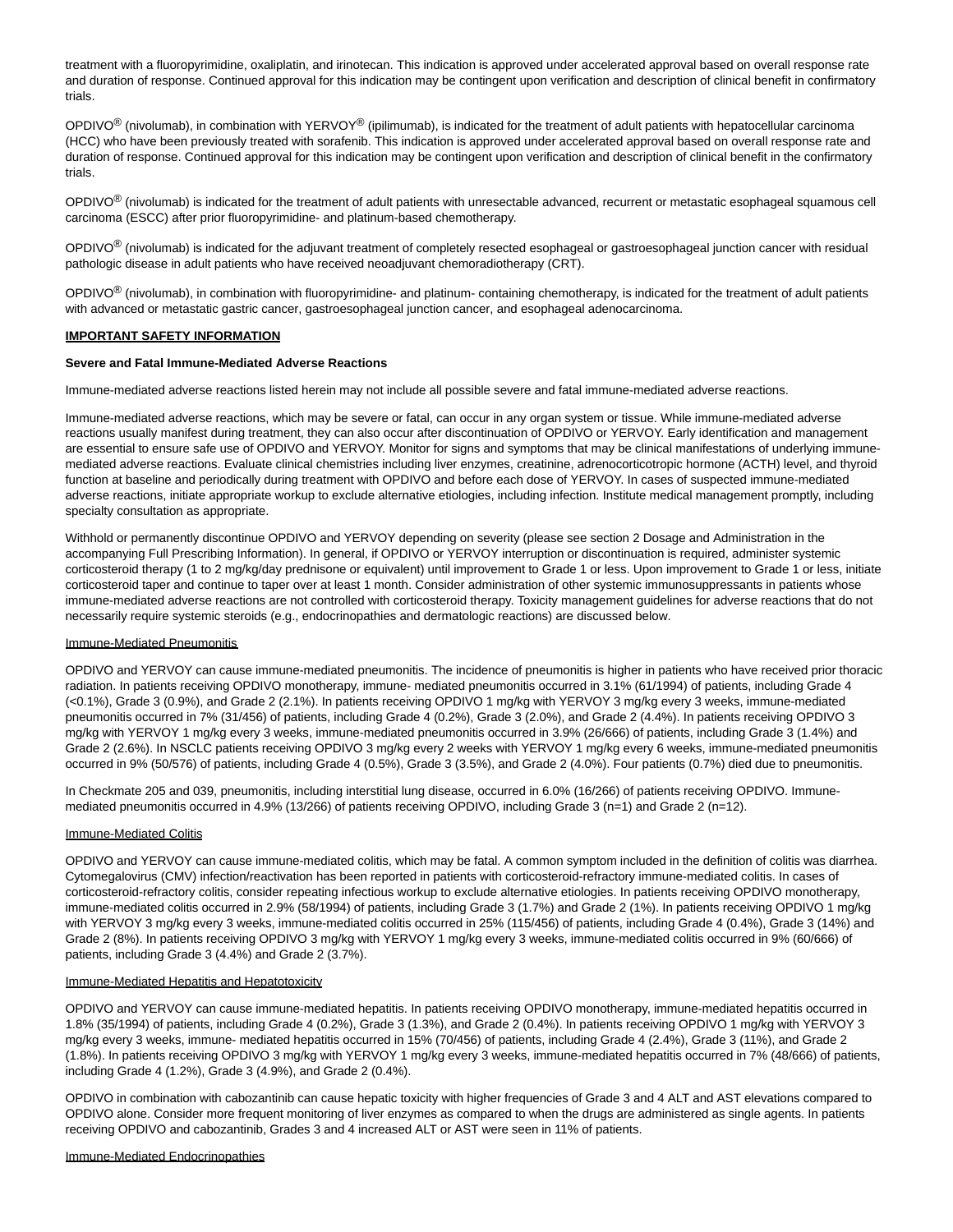treatment with a fluoropyrimidine, oxaliplatin, and irinotecan. This indication is approved under accelerated approval based on overall response rate and duration of response. Continued approval for this indication may be contingent upon verification and description of clinical benefit in confirmatory trials.

OPDIVO® (nivolumab), in combination with YERVOY® (ipilimumab), is indicated for the treatment of adult patients with hepatocellular carcinoma (HCC) who have been previously treated with sorafenib. This indication is approved under accelerated approval based on overall response rate and duration of response. Continued approval for this indication may be contingent upon verification and description of clinical benefit in the confirmatory trials.

OPDIVO® (nivolumab) is indicated for the treatment of adult patients with unresectable advanced, recurrent or metastatic esophageal squamous cell carcinoma (ESCC) after prior fluoropyrimidine- and platinum-based chemotherapy.

OPDIVO® (nivolumab) is indicated for the adjuvant treatment of completely resected esophageal or gastroesophageal junction cancer with residual pathologic disease in adult patients who have received neoadjuvant chemoradiotherapy (CRT).

OPDIVO® (nivolumab), in combination with fluoropyrimidine- and platinum- containing chemotherapy, is indicated for the treatment of adult patients with advanced or metastatic gastric cancer, gastroesophageal junction cancer, and esophageal adenocarcinoma.

**IMPORTANT SAFETY INFORMATION**

**Severe and Fatal Immune-Mediated Adverse Reactions**

Immune-mediated adverse reactions listed herein may not include all possible severe and fatal immune-mediated adverse reactions.

Immune-mediated adverse reactions, which may be severe or fatal, can occur in any organ system or tissue. While immune-mediated adverse reactions usually manifest during treatment, they can also occur after discontinuation of OPDIVO or YERVOY. Early identification and management are essential to ensure safe use of OPDIVO and YERVOY. Monitor for signs and symptoms that may be clinical manifestations of underlying immune-mediated adverse reactions. Evaluate clinical chemistries including liver enzymes, creatinine, adrenocorticotropic hormone (ACTH) level, and thyroid function at baseline and periodically during treatment with OPDIVO and before each dose of YERVOY. In cases of suspected immune-mediated adverse reactions, initiate appropriate workup to exclude alternative etiologies, including infection. Institute medical management promptly, including specialty consultation as appropriate.

Withhold or permanently discontinue OPDIVO and YERVOY depending on severity (please see section 2 Dosage and Administration in the accompanying Full Prescribing Information). In general, if OPDIVO or YERVOY interruption or discontinuation is required, administer systemic corticosteroid therapy (1 to 2 mg/kg/day prednisone or equivalent) until improvement to Grade 1 or less. Upon improvement to Grade 1 or less, initiate corticosteroid taper and continue to taper over at least 1 month. Consider administration of other systemic immunosuppressants in patients whose immune-mediated adverse reactions are not controlled with corticosteroid therapy. Toxicity management guidelines for adverse reactions that do not necessarily require systemic steroids (e.g., endocrinopathies and dermatologic reactions) are discussed below.

Immune-Mediated Pneumonitis

OPDIVO and YERVOY can cause immune-mediated pneumonitis. The incidence of pneumonitis is higher in patients who have received prior thoracic radiation. In patients receiving OPDIVO monotherapy, immune- mediated pneumonitis occurred in 3.1% (61/1994) of patients, including Grade 4 (<0.1%), Grade 3 (0.9%), and Grade 2 (2.1%). In patients receiving OPDIVO 1 mg/kg with YERVOY 3 mg/kg every 3 weeks, immune-mediated pneumonitis occurred in 7% (31/456) of patients, including Grade 4 (0.2%), Grade 3 (2.0%), and Grade 2 (4.4%). In patients receiving OPDIVO 3 mg/kg with YERVOY 1 mg/kg every 3 weeks, immune-mediated pneumonitis occurred in 3.9% (26/666) of patients, including Grade 3 (1.4%) and Grade 2 (2.6%). In NSCLC patients receiving OPDIVO 3 mg/kg every 2 weeks with YERVOY 1 mg/kg every 6 weeks, immune-mediated pneumonitis occurred in 9% (50/576) of patients, including Grade 4 (0.5%), Grade 3 (3.5%), and Grade 2 (4.0%). Four patients (0.7%) died due to pneumonitis.

In Checkmate 205 and 039, pneumonitis, including interstitial lung disease, occurred in 6.0% (16/266) of patients receiving OPDIVO. Immune-mediated pneumonitis occurred in 4.9% (13/266) of patients receiving OPDIVO, including Grade 3 (n=1) and Grade 2 (n=12).

Immune-Mediated Colitis

OPDIVO and YERVOY can cause immune-mediated colitis, which may be fatal. A common symptom included in the definition of colitis was diarrhea. Cytomegalovirus (CMV) infection/reactivation has been reported in patients with corticosteroid-refractory immune-mediated colitis. In cases of corticosteroid-refractory colitis, consider repeating infectious workup to exclude alternative etiologies. In patients receiving OPDIVO monotherapy, immune-mediated colitis occurred in 2.9% (58/1994) of patients, including Grade 3 (1.7%) and Grade 2 (1%). In patients receiving OPDIVO 1 mg/kg with YERVOY 3 mg/kg every 3 weeks, immune-mediated colitis occurred in 25% (115/456) of patients, including Grade 4 (0.4%), Grade 3 (14%) and Grade 2 (8%). In patients receiving OPDIVO 3 mg/kg with YERVOY 1 mg/kg every 3 weeks, immune-mediated colitis occurred in 9% (60/666) of patients, including Grade 3 (4.4%) and Grade 2 (3.7%).

Immune-Mediated Hepatitis and Hepatotoxicity

OPDIVO and YERVOY can cause immune-mediated hepatitis. In patients receiving OPDIVO monotherapy, immune-mediated hepatitis occurred in 1.8% (35/1994) of patients, including Grade 4 (0.2%), Grade 3 (1.3%), and Grade 2 (0.4%). In patients receiving OPDIVO 1 mg/kg with YERVOY 3 mg/kg every 3 weeks, immune- mediated hepatitis occurred in 15% (70/456) of patients, including Grade 4 (2.4%), Grade 3 (11%), and Grade 2 (1.8%). In patients receiving OPDIVO 3 mg/kg with YERVOY 1 mg/kg every 3 weeks, immune-mediated hepatitis occurred in 7% (48/666) of patients, including Grade 4 (1.2%), Grade 3 (4.9%), and Grade 2 (0.4%).

OPDIVO in combination with cabozantinib can cause hepatic toxicity with higher frequencies of Grade 3 and 4 ALT and AST elevations compared to OPDIVO alone. Consider more frequent monitoring of liver enzymes as compared to when the drugs are administered as single agents. In patients receiving OPDIVO and cabozantinib, Grades 3 and 4 increased ALT or AST were seen in 11% of patients.

Immune-Mediated Endocrinopathies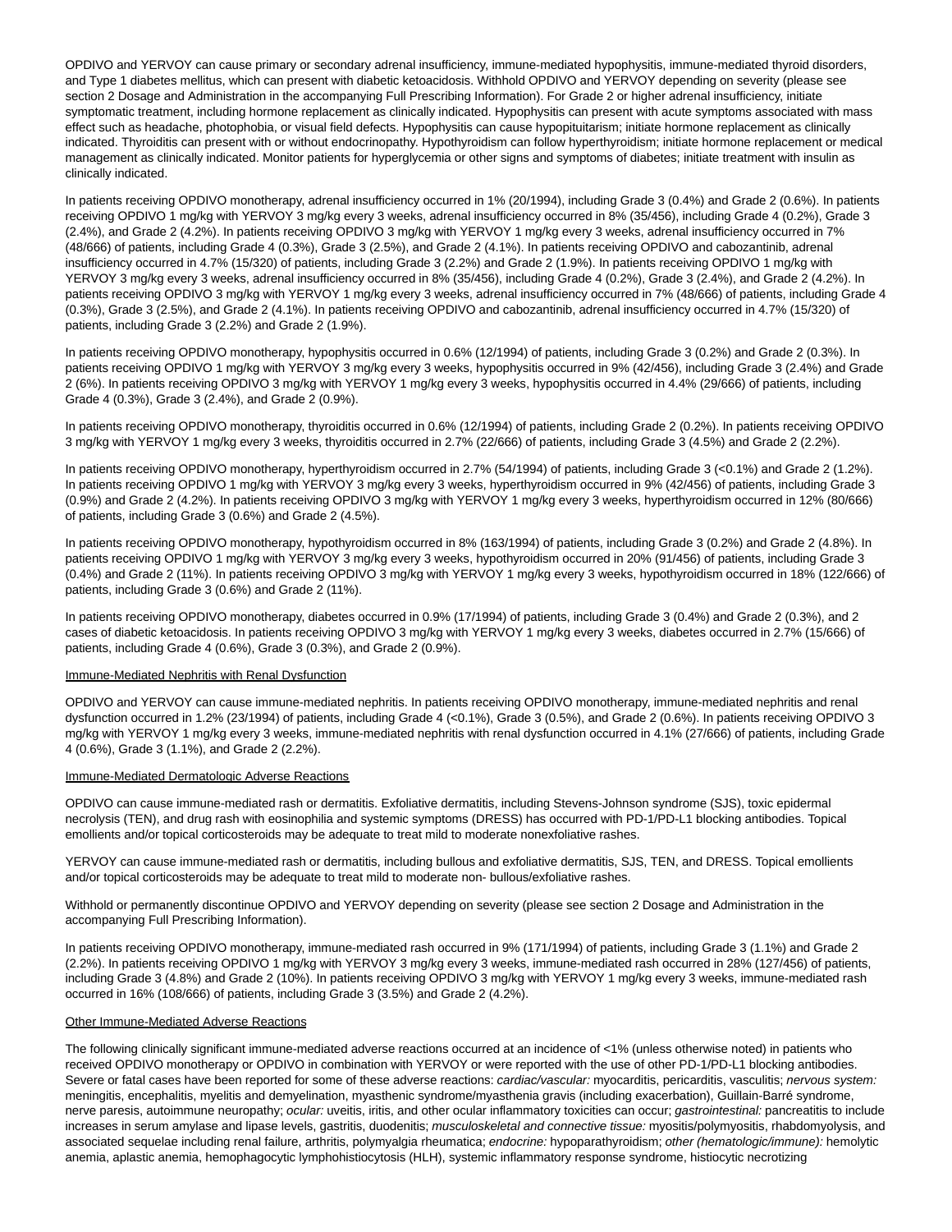OPDIVO and YERVOY can cause primary or secondary adrenal insufficiency, immune-mediated hypophysitis, immune-mediated thyroid disorders, and Type 1 diabetes mellitus, which can present with diabetic ketoacidosis. Withhold OPDIVO and YERVOY depending on severity (please see section 2 Dosage and Administration in the accompanying Full Prescribing Information). For Grade 2 or higher adrenal insufficiency, initiate symptomatic treatment, including hormone replacement as clinically indicated. Hypophysitis can present with acute symptoms associated with mass effect such as headache, photophobia, or visual field defects. Hypophysitis can cause hypopituitarism; initiate hormone replacement as clinically indicated. Thyroiditis can present with or without endocrinopathy. Hypothyroidism can follow hyperthyroidism; initiate hormone replacement or medical management as clinically indicated. Monitor patients for hyperglycemia or other signs and symptoms of diabetes; initiate treatment with insulin as clinically indicated.

In patients receiving OPDIVO monotherapy, adrenal insufficiency occurred in 1% (20/1994), including Grade 3 (0.4%) and Grade 2 (0.6%). In patients receiving OPDIVO 1 mg/kg with YERVOY 3 mg/kg every 3 weeks, adrenal insufficiency occurred in 8% (35/456), including Grade 4 (0.2%), Grade 3 (2.4%), and Grade 2 (4.2%). In patients receiving OPDIVO 3 mg/kg with YERVOY 1 mg/kg every 3 weeks, adrenal insufficiency occurred in 7% (48/666) of patients, including Grade 4 (0.3%), Grade 3 (2.5%), and Grade 2 (4.1%). In patients receiving OPDIVO and cabozantinib, adrenal insufficiency occurred in 4.7% (15/320) of patients, including Grade 3 (2.2%) and Grade 2 (1.9%). In patients receiving OPDIVO 1 mg/kg with YERVOY 3 mg/kg every 3 weeks, adrenal insufficiency occurred in 8% (35/456), including Grade 4 (0.2%), Grade 3 (2.4%), and Grade 2 (4.2%). In patients receiving OPDIVO 3 mg/kg with YERVOY 1 mg/kg every 3 weeks, adrenal insufficiency occurred in 7% (48/666) of patients, including Grade 4 (0.3%), Grade 3 (2.5%), and Grade 2 (4.1%). In patients receiving OPDIVO and cabozantinib, adrenal insufficiency occurred in 4.7% (15/320) of patients, including Grade 3 (2.2%) and Grade 2 (1.9%).

In patients receiving OPDIVO monotherapy, hypophysitis occurred in 0.6% (12/1994) of patients, including Grade 3 (0.2%) and Grade 2 (0.3%). In patients receiving OPDIVO 1 mg/kg with YERVOY 3 mg/kg every 3 weeks, hypophysitis occurred in 9% (42/456), including Grade 3 (2.4%) and Grade 2 (6%). In patients receiving OPDIVO 3 mg/kg with YERVOY 1 mg/kg every 3 weeks, hypophysitis occurred in 4.4% (29/666) of patients, including Grade 4 (0.3%), Grade 3 (2.4%), and Grade 2 (0.9%).

In patients receiving OPDIVO monotherapy, thyroiditis occurred in 0.6% (12/1994) of patients, including Grade 2 (0.2%). In patients receiving OPDIVO 3 mg/kg with YERVOY 1 mg/kg every 3 weeks, thyroiditis occurred in 2.7% (22/666) of patients, including Grade 3 (4.5%) and Grade 2 (2.2%).

In patients receiving OPDIVO monotherapy, hyperthyroidism occurred in 2.7% (54/1994) of patients, including Grade 3 (<0.1%) and Grade 2 (1.2%). In patients receiving OPDIVO 1 mg/kg with YERVOY 3 mg/kg every 3 weeks, hyperthyroidism occurred in 9% (42/456) of patients, including Grade 3 (0.9%) and Grade 2 (4.2%). In patients receiving OPDIVO 3 mg/kg with YERVOY 1 mg/kg every 3 weeks, hyperthyroidism occurred in 12% (80/666) of patients, including Grade 3 (0.6%) and Grade 2 (4.5%).

In patients receiving OPDIVO monotherapy, hypothyroidism occurred in 8% (163/1994) of patients, including Grade 3 (0.2%) and Grade 2 (4.8%). In patients receiving OPDIVO 1 mg/kg with YERVOY 3 mg/kg every 3 weeks, hypothyroidism occurred in 20% (91/456) of patients, including Grade 3 (0.4%) and Grade 2 (11%). In patients receiving OPDIVO 3 mg/kg with YERVOY 1 mg/kg every 3 weeks, hypothyroidism occurred in 18% (122/666) of patients, including Grade 3 (0.6%) and Grade 2 (11%).

In patients receiving OPDIVO monotherapy, diabetes occurred in 0.9% (17/1994) of patients, including Grade 3 (0.4%) and Grade 2 (0.3%), and 2 cases of diabetic ketoacidosis. In patients receiving OPDIVO 3 mg/kg with YERVOY 1 mg/kg every 3 weeks, diabetes occurred in 2.7% (15/666) of patients, including Grade 4 (0.6%), Grade 3 (0.3%), and Grade 2 (0.9%).

Immune-Mediated Nephritis with Renal Dysfunction

OPDIVO and YERVOY can cause immune-mediated nephritis. In patients receiving OPDIVO monotherapy, immune-mediated nephritis and renal dysfunction occurred in 1.2% (23/1994) of patients, including Grade 4 (<0.1%), Grade 3 (0.5%), and Grade 2 (0.6%). In patients receiving OPDIVO 3 mg/kg with YERVOY 1 mg/kg every 3 weeks, immune-mediated nephritis with renal dysfunction occurred in 4.1% (27/666) of patients, including Grade 4 (0.6%), Grade 3 (1.1%), and Grade 2 (2.2%).

Immune-Mediated Dermatologic Adverse Reactions

OPDIVO can cause immune-mediated rash or dermatitis. Exfoliative dermatitis, including Stevens-Johnson syndrome (SJS), toxic epidermal necrolysis (TEN), and drug rash with eosinophilia and systemic symptoms (DRESS) has occurred with PD-1/PD-L1 blocking antibodies. Topical emollients and/or topical corticosteroids may be adequate to treat mild to moderate nonexfoliative rashes.

YERVOY can cause immune-mediated rash or dermatitis, including bullous and exfoliative dermatitis, SJS, TEN, and DRESS. Topical emollients and/or topical corticosteroids may be adequate to treat mild to moderate non- bullous/exfoliative rashes.

Withhold or permanently discontinue OPDIVO and YERVOY depending on severity (please see section 2 Dosage and Administration in the accompanying Full Prescribing Information).

In patients receiving OPDIVO monotherapy, immune-mediated rash occurred in 9% (171/1994) of patients, including Grade 3 (1.1%) and Grade 2 (2.2%). In patients receiving OPDIVO 1 mg/kg with YERVOY 3 mg/kg every 3 weeks, immune-mediated rash occurred in 28% (127/456) of patients, including Grade 3 (4.8%) and Grade 2 (10%). In patients receiving OPDIVO 3 mg/kg with YERVOY 1 mg/kg every 3 weeks, immune-mediated rash occurred in 16% (108/666) of patients, including Grade 3 (3.5%) and Grade 2 (4.2%).

Other Immune-Mediated Adverse Reactions

The following clinically significant immune-mediated adverse reactions occurred at an incidence of <1% (unless otherwise noted) in patients who received OPDIVO monotherapy or OPDIVO in combination with YERVOY or were reported with the use of other PD-1/PD-L1 blocking antibodies. Severe or fatal cases have been reported for some of these adverse reactions: *cardiac/vascular:* myocarditis, pericarditis, vasculitis; *nervous system:* meningitis, encephalitis, myelitis and demyelination, myasthenic syndrome/myasthenia gravis (including exacerbation), Guillain-Barré syndrome, nerve paresis, autoimmune neuropathy; *ocular:* uveitis, iritis, and other ocular inflammatory toxicities can occur; *gastrointestinal:* pancreatitis to include increases in serum amylase and lipase levels, gastritis, duodenitis; *musculoskeletal and connective tissue:* myositis/polymyositis, rhabdomyolysis, and associated sequelae including renal failure, arthritis, polymyalgia rheumatica; *endocrine:* hypoparathyroidism; *other (hematologic/immune):* hemolytic anemia, aplastic anemia, hemophagocytic lymphohistiocytosis (HLH), systemic inflammatory response syndrome, histiocytic necrotizing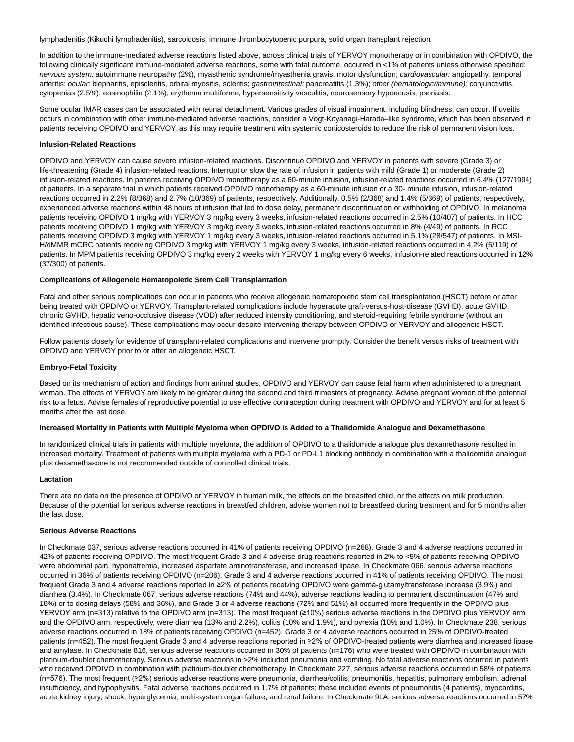lymphadenitis (Kikuchi lymphadenitis), sarcoidosis, immune thrombocytopenic purpura, solid organ transplant rejection.

In addition to the immune-mediated adverse reactions listed above, across clinical trials of YERVOY monotherapy or in combination with OPDIVO, the following clinically significant immune-mediated adverse reactions, some with fatal outcome, occurred in <1% of patients unless otherwise specified: *nervous system:* autoimmune neuropathy (2%), myasthenic syndrome/myasthenia gravis, motor dysfunction; *cardiovascular:* angiopathy, temporal arteritis; *ocular:* blepharitis, episcleritis, orbital myositis, scleritis; *gastrointestinal:* pancreatitis (1.3%); *other (hematologic/immune):* conjunctivitis, cytopenias (2.5%), eosinophilia (2.1%), erythema multiforme, hypersensitivity vasculitis, neurosensory hypoacusis, psoriasis.

Some ocular IMAR cases can be associated with retinal detachment. Various grades of visual impairment, including blindness, can occur. If uveitis occurs in combination with other immune-mediated adverse reactions, consider a Vogt-Koyanagi-Harada–like syndrome, which has been observed in patients receiving OPDIVO and YERVOY, as this may require treatment with systemic corticosteroids to reduce the risk of permanent vision loss.

**Infusion-Related Reactions**

OPDIVO and YERVOY can cause severe infusion-related reactions. Discontinue OPDIVO and YERVOY in patients with severe (Grade 3) or life-threatening (Grade 4) infusion-related reactions. Interrupt or slow the rate of infusion in patients with mild (Grade 1) or moderate (Grade 2) infusion-related reactions. In patients receiving OPDIVO monotherapy as a 60-minute infusion, infusion-related reactions occurred in 6.4% (127/1994) of patients. In a separate trial in which patients received OPDIVO monotherapy as a 60-minute infusion or a 30- minute infusion, infusion-related reactions occurred in 2.2% (8/368) and 2.7% (10/369) of patients, respectively. Additionally, 0.5% (2/368) and 1.4% (5/369) of patients, respectively, experienced adverse reactions within 48 hours of infusion that led to dose delay, permanent discontinuation or withholding of OPDIVO. In melanoma patients receiving OPDIVO 1 mg/kg with YERVOY 3 mg/kg every 3 weeks, infusion-related reactions occurred in 2.5% (10/407) of patients. In HCC patients receiving OPDIVO 1 mg/kg with YERVOY 3 mg/kg every 3 weeks, infusion-related reactions occurred in 8% (4/49) of patients. In RCC patients receiving OPDIVO 3 mg/kg with YERVOY 1 mg/kg every 3 weeks, infusion-related reactions occurred in 5.1% (28/547) of patients. In MSI-H/dMMR mCRC patients receiving OPDIVO 3 mg/kg with YERVOY 1 mg/kg every 3 weeks, infusion-related reactions occurred in 4.2% (5/119) of patients. In MPM patients receiving OPDIVO 3 mg/kg every 2 weeks with YERVOY 1 mg/kg every 6 weeks, infusion-related reactions occurred in 12% (37/300) of patients.

**Complications of Allogeneic Hematopoietic Stem Cell Transplantation**

Fatal and other serious complications can occur in patients who receive allogeneic hematopoietic stem cell transplantation (HSCT) before or after being treated with OPDIVO or YERVOY. Transplant-related complications include hyperacute graft-versus-host-disease (GVHD), acute GVHD, chronic GVHD, hepatic veno-occlusive disease (VOD) after reduced intensity conditioning, and steroid-requiring febrile syndrome (without an identified infectious cause). These complications may occur despite intervening therapy between OPDIVO or YERVOY and allogeneic HSCT.

Follow patients closely for evidence of transplant-related complications and intervene promptly. Consider the benefit versus risks of treatment with OPDIVO and YERVOY prior to or after an allogeneic HSCT.

**Embryo-Fetal Toxicity**

Based on its mechanism of action and findings from animal studies, OPDIVO and YERVOY can cause fetal harm when administered to a pregnant woman. The effects of YERVOY are likely to be greater during the second and third trimesters of pregnancy. Advise pregnant women of the potential risk to a fetus. Advise females of reproductive potential to use effective contraception during treatment with OPDIVO and YERVOY and for at least 5 months after the last dose.

**Increased Mortality in Patients with Multiple Myeloma when OPDIVO is Added to a Thalidomide Analogue and Dexamethasone**

In randomized clinical trials in patients with multiple myeloma, the addition of OPDIVO to a thalidomide analogue plus dexamethasone resulted in increased mortality. Treatment of patients with multiple myeloma with a PD-1 or PD-L1 blocking antibody in combination with a thalidomide analogue plus dexamethasone is not recommended outside of controlled clinical trials.

**Lactation**

There are no data on the presence of OPDIVO or YERVOY in human milk, the effects on the breastfed child, or the effects on milk production. Because of the potential for serious adverse reactions in breastfed children, advise women not to breastfeed during treatment and for 5 months after the last dose.

**Serious Adverse Reactions**

In Checkmate 037, serious adverse reactions occurred in 41% of patients receiving OPDIVO (n=268). Grade 3 and 4 adverse reactions occurred in 42% of patients receiving OPDIVO. The most frequent Grade 3 and 4 adverse drug reactions reported in 2% to <5% of patients receiving OPDIVO were abdominal pain, hyponatremia, increased aspartate aminotransferase, and increased lipase. In Checkmate 066, serious adverse reactions occurred in 36% of patients receiving OPDIVO (n=206). Grade 3 and 4 adverse reactions occurred in 41% of patients receiving OPDIVO. The most frequent Grade 3 and 4 adverse reactions reported in ≥2% of patients receiving OPDIVO were gamma-glutamyltransferase increase (3.9%) and diarrhea (3.4%). In Checkmate 067, serious adverse reactions (74% and 44%), adverse reactions leading to permanent discontinuation (47% and 18%) or to dosing delays (58% and 36%), and Grade 3 or 4 adverse reactions (72% and 51%) all occurred more frequently in the OPDIVO plus YERVOY arm (n=313) relative to the OPDIVO arm (n=313). The most frequent (≥10%) serious adverse reactions in the OPDIVO plus YERVOY arm and the OPDIVO arm, respectively, were diarrhea (13% and 2.2%), colitis (10% and 1.9%), and pyrexia (10% and 1.0%). In Checkmate 238, serious adverse reactions occurred in 18% of patients receiving OPDIVO (n=452). Grade 3 or 4 adverse reactions occurred in 25% of OPDIVO-treated patients (n=452). The most frequent Grade 3 and 4 adverse reactions reported in ≥2% of OPDIVO-treated patients were diarrhea and increased lipase and amylase. In Checkmate 816, serious adverse reactions occurred in 30% of patients (n=176) who were treated with OPDIVO in combination with platinum-doublet chemotherapy. Serious adverse reactions in >2% included pneumonia and vomiting. No fatal adverse reactions occurred in patients who received OPDIVO in combination with platinum-doublet chemotherapy. In Checkmate 227, serious adverse reactions occurred in 58% of patients (n=576). The most frequent (≥2%) serious adverse reactions were pneumonia, diarrhea/colitis, pneumonitis, hepatitis, pulmonary embolism, adrenal insufficiency, and hypophysitis. Fatal adverse reactions occurred in 1.7% of patients; these included events of pneumonitis (4 patients), myocarditis, acute kidney injury, shock, hyperglycemia, multi-system organ failure, and renal failure. In Checkmate 9LA, serious adverse reactions occurred in 57%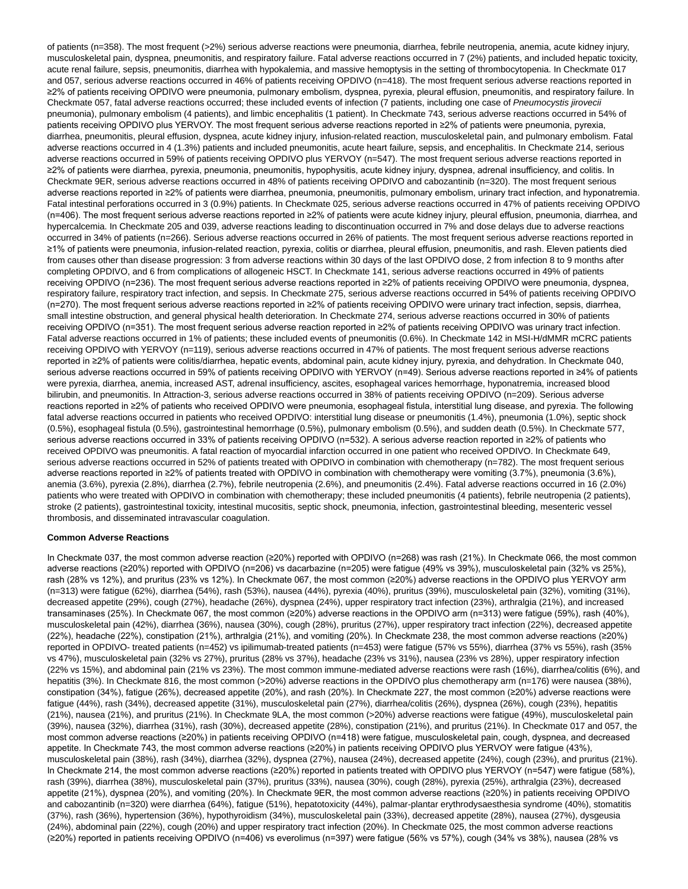of patients (n=358). The most frequent (>2%) serious adverse reactions were pneumonia, diarrhea, febrile neutropenia, anemia, acute kidney injury, musculoskeletal pain, dyspnea, pneumonitis, and respiratory failure. Fatal adverse reactions occurred in 7 (2%) patients, and included hepatic toxicity, acute renal failure, sepsis, pneumonitis, diarrhea with hypokalemia, and massive hemoptysis in the setting of thrombocytopenia. In Checkmate 017 and 057, serious adverse reactions occurred in 46% of patients receiving OPDIVO (n=418). The most frequent serious adverse reactions reported in ≥2% of patients receiving OPDIVO were pneumonia, pulmonary embolism, dyspnea, pyrexia, pleural effusion, pneumonitis, and respiratory failure. In Checkmate 057, fatal adverse reactions occurred; these included events of infection (7 patients, including one case of *Pneumocystis jirovecii* pneumonia), pulmonary embolism (4 patients), and limbic encephalitis (1 patient). In Checkmate 743, serious adverse reactions occurred in 54% of patients receiving OPDIVO plus YERVOY. The most frequent serious adverse reactions reported in ≥2% of patients were pneumonia, pyrexia, diarrhea, pneumonitis, pleural effusion, dyspnea, acute kidney injury, infusion-related reaction, musculoskeletal pain, and pulmonary embolism. Fatal adverse reactions occurred in 4 (1.3%) patients and included pneumonitis, acute heart failure, sepsis, and encephalitis. In Checkmate 214, serious adverse reactions occurred in 59% of patients receiving OPDIVO plus YERVOY (n=547). The most frequent serious adverse reactions reported in ≥2% of patients were diarrhea, pyrexia, pneumonia, pneumonitis, hypophysitis, acute kidney injury, dyspnea, adrenal insufficiency, and colitis. In Checkmate 9ER, serious adverse reactions occurred in 48% of patients receiving OPDIVO and cabozantinib (n=320). The most frequent serious adverse reactions reported in ≥2% of patients were diarrhea, pneumonia, pneumonitis, pulmonary embolism, urinary tract infection, and hyponatremia. Fatal intestinal perforations occurred in 3 (0.9%) patients. In Checkmate 025, serious adverse reactions occurred in 47% of patients receiving OPDIVO (n=406). The most frequent serious adverse reactions reported in ≥2% of patients were acute kidney injury, pleural effusion, pneumonia, diarrhea, and hypercalcemia. In Checkmate 205 and 039, adverse reactions leading to discontinuation occurred in 7% and dose delays due to adverse reactions occurred in 34% of patients (n=266). Serious adverse reactions occurred in 26% of patients. The most frequent serious adverse reactions reported in ≥1% of patients were pneumonia, infusion-related reaction, pyrexia, colitis or diarrhea, pleural effusion, pneumonitis, and rash. Eleven patients died from causes other than disease progression: 3 from adverse reactions within 30 days of the last OPDIVO dose, 2 from infection 8 to 9 months after completing OPDIVO, and 6 from complications of allogeneic HSCT. In Checkmate 141, serious adverse reactions occurred in 49% of patients receiving OPDIVO (n=236). The most frequent serious adverse reactions reported in ≥2% of patients receiving OPDIVO were pneumonia, dyspnea, respiratory failure, respiratory tract infection, and sepsis. In Checkmate 275, serious adverse reactions occurred in 54% of patients receiving OPDIVO (n=270). The most frequent serious adverse reactions reported in ≥2% of patients receiving OPDIVO were urinary tract infection, sepsis, diarrhea, small intestine obstruction, and general physical health deterioration. In Checkmate 274, serious adverse reactions occurred in 30% of patients receiving OPDIVO (n=351). The most frequent serious adverse reaction reported in ≥2% of patients receiving OPDIVO was urinary tract infection. Fatal adverse reactions occurred in 1% of patients; these included events of pneumonitis (0.6%). In Checkmate 142 in MSI-H/dMMR mCRC patients receiving OPDIVO with YERVOY (n=119), serious adverse reactions occurred in 47% of patients. The most frequent serious adverse reactions reported in ≥2% of patients were colitis/diarrhea, hepatic events, abdominal pain, acute kidney injury, pyrexia, and dehydration. In Checkmate 040, serious adverse reactions occurred in 59% of patients receiving OPDIVO with YERVOY (n=49). Serious adverse reactions reported in ≥4% of patients were pyrexia, diarrhea, anemia, increased AST, adrenal insufficiency, ascites, esophageal varices hemorrhage, hyponatremia, increased blood bilirubin, and pneumonitis. In Attraction-3, serious adverse reactions occurred in 38% of patients receiving OPDIVO (n=209). Serious adverse reactions reported in ≥2% of patients who received OPDIVO were pneumonia, esophageal fistula, interstitial lung disease, and pyrexia. The following fatal adverse reactions occurred in patients who received OPDIVO: interstitial lung disease or pneumonitis (1.4%), pneumonia (1.0%), septic shock (0.5%), esophageal fistula (0.5%), gastrointestinal hemorrhage (0.5%), pulmonary embolism (0.5%), and sudden death (0.5%). In Checkmate 577, serious adverse reactions occurred in 33% of patients receiving OPDIVO (n=532). A serious adverse reaction reported in ≥2% of patients who received OPDIVO was pneumonitis. A fatal reaction of myocardial infarction occurred in one patient who received OPDIVO. In Checkmate 649, serious adverse reactions occurred in 52% of patients treated with OPDIVO in combination with chemotherapy (n=782). The most frequent serious adverse reactions reported in ≥2% of patients treated with OPDIVO in combination with chemotherapy were vomiting (3.7%), pneumonia (3.6%), anemia (3.6%), pyrexia (2.8%), diarrhea (2.7%), febrile neutropenia (2.6%), and pneumonitis (2.4%). Fatal adverse reactions occurred in 16 (2.0%) patients who were treated with OPDIVO in combination with chemotherapy; these included pneumonitis (4 patients), febrile neutropenia (2 patients), stroke (2 patients), gastrointestinal toxicity, intestinal mucositis, septic shock, pneumonia, infection, gastrointestinal bleeding, mesenteric vessel thrombosis, and disseminated intravascular coagulation.

**Common Adverse Reactions**

In Checkmate 037, the most common adverse reaction (≥20%) reported with OPDIVO (n=268) was rash (21%). In Checkmate 066, the most common adverse reactions (≥20%) reported with OPDIVO (n=206) vs dacarbazine (n=205) were fatigue (49% vs 39%), musculoskeletal pain (32% vs 25%), rash (28% vs 12%), and pruritus (23% vs 12%). In Checkmate 067, the most common (≥20%) adverse reactions in the OPDIVO plus YERVOY arm (n=313) were fatigue (62%), diarrhea (54%), rash (53%), nausea (44%), pyrexia (40%), pruritus (39%), musculoskeletal pain (32%), vomiting (31%), decreased appetite (29%), cough (27%), headache (26%), dyspnea (24%), upper respiratory tract infection (23%), arthralgia (21%), and increased transaminases (25%). In Checkmate 067, the most common (≥20%) adverse reactions in the OPDIVO arm (n=313) were fatigue (59%), rash (40%), musculoskeletal pain (42%), diarrhea (36%), nausea (30%), cough (28%), pruritus (27%), upper respiratory tract infection (22%), decreased appetite (22%), headache (22%), constipation (21%), arthralgia (21%), and vomiting (20%). In Checkmate 238, the most common adverse reactions (≥20%) reported in OPDIVO- treated patients (n=452) vs ipilimumab-treated patients (n=453) were fatigue (57% vs 55%), diarrhea (37% vs 55%), rash (35% vs 47%), musculoskeletal pain (32% vs 27%), pruritus (28% vs 37%), headache (23% vs 31%), nausea (23% vs 28%), upper respiratory infection (22% vs 15%), and abdominal pain (21% vs 23%). The most common immune-mediated adverse reactions were rash (16%), diarrhea/colitis (6%), and hepatitis (3%). In Checkmate 816, the most common (>20%) adverse reactions in the OPDIVO plus chemotherapy arm (n=176) were nausea (38%), constipation (34%), fatigue (26%), decreased appetite (20%), and rash (20%). In Checkmate 227, the most common (≥20%) adverse reactions were fatigue (44%), rash (34%), decreased appetite (31%), musculoskeletal pain (27%), diarrhea/colitis (26%), dyspnea (26%), cough (23%), hepatitis (21%), nausea (21%), and pruritus (21%). In Checkmate 9LA, the most common (>20%) adverse reactions were fatigue (49%), musculoskeletal pain (39%), nausea (32%), diarrhea (31%), rash (30%), decreased appetite (28%), constipation (21%), and pruritus (21%). In Checkmate 017 and 057, the most common adverse reactions (≥20%) in patients receiving OPDIVO (n=418) were fatigue, musculoskeletal pain, cough, dyspnea, and decreased appetite. In Checkmate 743, the most common adverse reactions (≥20%) in patients receiving OPDIVO plus YERVOY were fatigue (43%), musculoskeletal pain (38%), rash (34%), diarrhea (32%), dyspnea (27%), nausea (24%), decreased appetite (24%), cough (23%), and pruritus (21%). In Checkmate 214, the most common adverse reactions (≥20%) reported in patients treated with OPDIVO plus YERVOY (n=547) were fatigue (58%), rash (39%), diarrhea (38%), musculoskeletal pain (37%), pruritus (33%), nausea (30%), cough (28%), pyrexia (25%), arthralgia (23%), decreased appetite (21%), dyspnea (20%), and vomiting (20%). In Checkmate 9ER, the most common adverse reactions (≥20%) in patients receiving OPDIVO and cabozantinib (n=320) were diarrhea (64%), fatigue (51%), hepatotoxicity (44%), palmar-plantar erythrodysaesthesia syndrome (40%), stomatitis (37%), rash (36%), hypertension (36%), hypothyroidism (34%), musculoskeletal pain (33%), decreased appetite (28%), nausea (27%), dysgeusia (24%), abdominal pain (22%), cough (20%) and upper respiratory tract infection (20%). In Checkmate 025, the most common adverse reactions (≥20%) reported in patients receiving OPDIVO (n=406) vs everolimus (n=397) were fatigue (56% vs 57%), cough (34% vs 38%), nausea (28% vs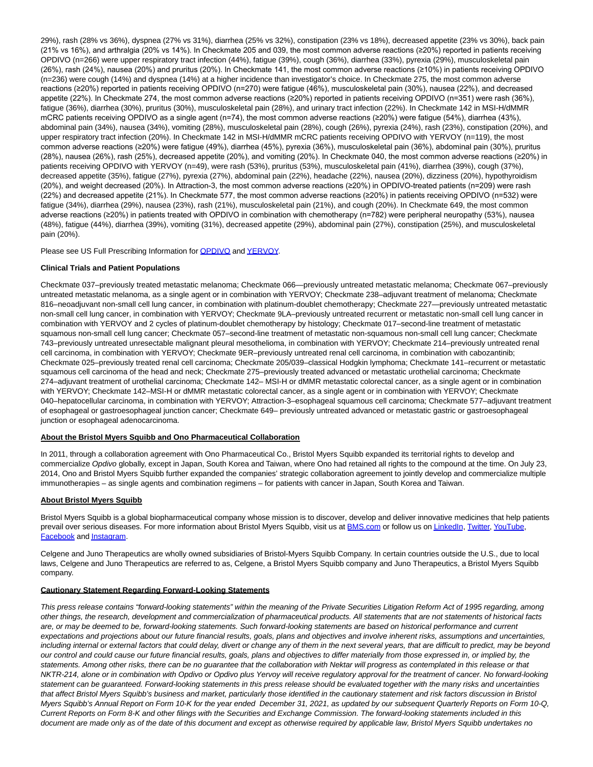29%), rash (28% vs 36%), dyspnea (27% vs 31%), diarrhea (25% vs 32%), constipation (23% vs 18%), decreased appetite (23% vs 30%), back pain (21% vs 16%), and arthralgia (20% vs 14%). In Checkmate 205 and 039, the most common adverse reactions (≥20%) reported in patients receiving OPDIVO (n=266) were upper respiratory tract infection (44%), fatigue (39%), cough (36%), diarrhea (33%), pyrexia (29%), musculoskeletal pain (26%), rash (24%), nausea (20%) and pruritus (20%). In Checkmate 141, the most common adverse reactions (≥10%) in patients receiving OPDIVO (n=236) were cough (14%) and dyspnea (14%) at a higher incidence than investigator's choice. In Checkmate 275, the most common adverse reactions (≥20%) reported in patients receiving OPDIVO (n=270) were fatigue (46%), musculoskeletal pain (30%), nausea (22%), and decreased appetite (22%). In Checkmate 274, the most common adverse reactions (≥20%) reported in patients receiving OPDIVO (n=351) were rash (36%), fatigue (36%), diarrhea (30%), pruritus (30%), musculoskeletal pain (28%), and urinary tract infection (22%). In Checkmate 142 in MSI-H/dMMR mCRC patients receiving OPDIVO as a single agent (n=74), the most common adverse reactions (≥20%) were fatigue (54%), diarrhea (43%), abdominal pain (34%), nausea (34%), vomiting (28%), musculoskeletal pain (28%), cough (26%), pyrexia (24%), rash (23%), constipation (20%), and upper respiratory tract infection (20%). In Checkmate 142 in MSI-H/dMMR mCRC patients receiving OPDIVO with YERVOY (n=119), the most common adverse reactions (≥20%) were fatigue (49%), diarrhea (45%), pyrexia (36%), musculoskeletal pain (36%), abdominal pain (30%), pruritus (28%), nausea (26%), rash (25%), decreased appetite (20%), and vomiting (20%). In Checkmate 040, the most common adverse reactions (≥20%) in patients receiving OPDIVO with YERVOY (n=49), were rash (53%), pruritus (53%), musculoskeletal pain (41%), diarrhea (39%), cough (37%), decreased appetite (35%), fatigue (27%), pyrexia (27%), abdominal pain (22%), headache (22%), nausea (20%), dizziness (20%), hypothyroidism (20%), and weight decreased (20%). In Attraction-3, the most common adverse reactions (≥20%) in OPDIVO-treated patients (n=209) were rash (22%) and decreased appetite (21%). In Checkmate 577, the most common adverse reactions (≥20%) in patients receiving OPDIVO (n=532) were fatigue (34%), diarrhea (29%), nausea (23%), rash (21%), musculoskeletal pain (21%), and cough (20%). In Checkmate 649, the most common adverse reactions (≥20%) in patients treated with OPDIVO in combination with chemotherapy (n=782) were peripheral neuropathy (53%), nausea (48%), fatigue (44%), diarrhea (39%), vomiting (31%), decreased appetite (29%), abdominal pain (27%), constipation (25%), and musculoskeletal pain (20%).

Please see US Full Prescribing Information for OPDIVO and YERVOY.

**Clinical Trials and Patient Populations**

Checkmate 037–previously treated metastatic melanoma; Checkmate 066—previously untreated metastatic melanoma; Checkmate 067–previously untreated metastatic melanoma, as a single agent or in combination with YERVOY; Checkmate 238–adjuvant treatment of melanoma; Checkmate 816–neoadjuvant non-small cell lung cancer, in combination with platinum-doublet chemotherapy; Checkmate 227—previously untreated metastatic non-small cell lung cancer, in combination with YERVOY; Checkmate 9LA–previously untreated recurrent or metastatic non-small cell lung cancer in combination with YERVOY and 2 cycles of platinum-doublet chemotherapy by histology; Checkmate 017–second-line treatment of metastatic squamous non-small cell lung cancer; Checkmate 057–second-line treatment of metastatic non-squamous non-small cell lung cancer; Checkmate 743–previously untreated unresectable malignant pleural mesothelioma, in combination with YERVOY; Checkmate 214–previously untreated renal cell carcinoma, in combination with YERVOY; Checkmate 9ER–previously untreated renal cell carcinoma, in combination with cabozantinib; Checkmate 025–previously treated renal cell carcinoma; Checkmate 205/039–classical Hodgkin lymphoma; Checkmate 141–recurrent or metastatic squamous cell carcinoma of the head and neck; Checkmate 275–previously treated advanced or metastatic urothelial carcinoma; Checkmate 274–adjuvant treatment of urothelial carcinoma; Checkmate 142– MSI-H or dMMR metastatic colorectal cancer, as a single agent or in combination with YERVOY; Checkmate 142–MSI-H or dMMR metastatic colorectal cancer, as a single agent or in combination with YERVOY; Checkmate 040–hepatocellular carcinoma, in combination with YERVOY; Attraction-3–esophageal squamous cell carcinoma; Checkmate 577–adjuvant treatment of esophageal or gastroesophageal junction cancer; Checkmate 649– previously untreated advanced or metastatic gastric or gastroesophageal junction or esophageal adenocarcinoma.

**About the Bristol Myers Squibb and Ono Pharmaceutical Collaboration**

In 2011, through a collaboration agreement with Ono Pharmaceutical Co., Bristol Myers Squibb expanded its territorial rights to develop and commercialize *Opdivo* globally, except in Japan, South Korea and Taiwan, where Ono had retained all rights to the compound at the time. On July 23, 2014, Ono and Bristol Myers Squibb further expanded the companies' strategic collaboration agreement to jointly develop and commercialize multiple immunotherapies – as single agents and combination regimens – for patients with cancer in Japan, South Korea and Taiwan.

**About Bristol Myers Squibb**

Bristol Myers Squibb is a global biopharmaceutical company whose mission is to discover, develop and deliver innovative medicines that help patients prevail over serious diseases. For more information about Bristol Myers Squibb, visit us at BMS.com or follow us on LinkedIn, Twitter, YouTube, Facebook and Instagram.

Celgene and Juno Therapeutics are wholly owned subsidiaries of Bristol-Myers Squibb Company. In certain countries outside the U.S., due to local laws, Celgene and Juno Therapeutics are referred to as, Celgene, a Bristol Myers Squibb company and Juno Therapeutics, a Bristol Myers Squibb company.

**Cautionary Statement Regarding Forward-Looking Statements**

*This press release contains "forward-looking statements" within the meaning of the Private Securities Litigation Reform Act of 1995 regarding, among other things, the research, development and commercialization of pharmaceutical products. All statements that are not statements of historical facts are, or may be deemed to be, forward-looking statements. Such forward-looking statements are based on historical performance and current expectations and projections about our future financial results, goals, plans and objectives and involve inherent risks, assumptions and uncertainties, including internal or external factors that could delay, divert or change any of them in the next several years, that are difficult to predict, may be beyond our control and could cause our future financial results, goals, plans and objectives to differ materially from those expressed in, or implied by, the statements. Among other risks, there can be no guarantee that the collaboration with Nektar will progress as contemplated in this release or that NKTR-214, alone or in combination with Opdivo or Opdivo plus Yervoy will receive regulatory approval for the treatment of cancer. No forward-looking statement can be guaranteed. Forward-looking statements in this press release should be evaluated together with the many risks and uncertainties that affect Bristol Myers Squibb's business and market, particularly those identified in the cautionary statement and risk factors discussion in Bristol Myers Squibb's Annual Report on Form 10-K for the year ended December 31, 2021, as updated by our subsequent Quarterly Reports on Form 10-Q, Current Reports on Form 8-K and other filings with the Securities and Exchange Commission. The forward-looking statements included in this document are made only as of the date of this document and except as otherwise required by applicable law, Bristol Myers Squibb undertakes no*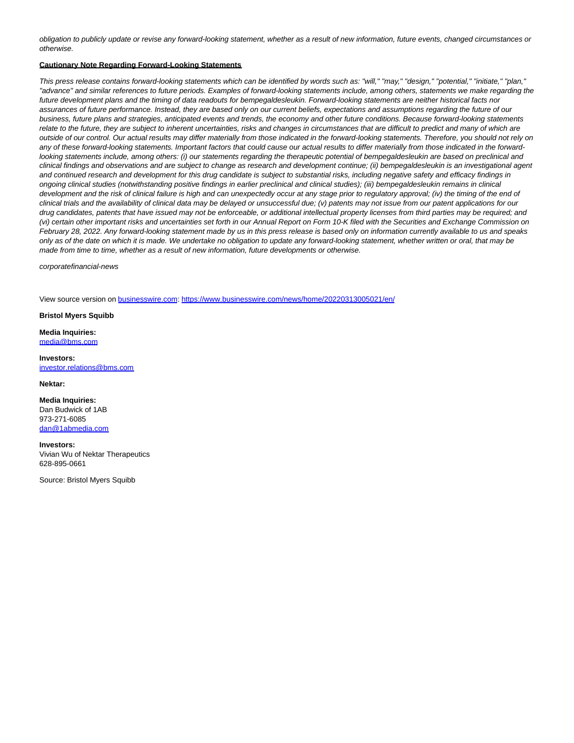*obligation to publicly update or revise any forward-looking statement, whether as a result of new information, future events, changed circumstances or otherwise.*

**Cautionary Note Regarding Forward-Looking Statements**

*This press release contains forward-looking statements which can be identified by words such as: "will," "may," "design," "potential," "initiate," "plan," "advance" and similar references to future periods. Examples of forward-looking statements include, among others, statements we make regarding the future development plans and the timing of data readouts for bempegaldesleukin. Forward-looking statements are neither historical facts nor assurances of future performance. Instead, they are based only on our current beliefs, expectations and assumptions regarding the future of our business, future plans and strategies, anticipated events and trends, the economy and other future conditions. Because forward-looking statements relate to the future, they are subject to inherent uncertainties, risks and changes in circumstances that are difficult to predict and many of which are outside of our control. Our actual results may differ materially from those indicated in the forward-looking statements. Therefore, you should not rely on any of these forward-looking statements. Important factors that could cause our actual results to differ materially from those indicated in the forward-looking statements include, among others: (i) our statements regarding the therapeutic potential of bempegaldesleukin are based on preclinical and clinical findings and observations and are subject to change as research and development continue; (ii) bempegaldesleukin is an investigational agent and continued research and development for this drug candidate is subject to substantial risks, including negative safety and efficacy findings in ongoing clinical studies (notwithstanding positive findings in earlier preclinical and clinical studies); (iii) bempegaldesleukin remains in clinical development and the risk of clinical failure is high and can unexpectedly occur at any stage prior to regulatory approval; (iv) the timing of the end of clinical trials and the availability of clinical data may be delayed or unsuccessful due; (v) patents may not issue from our patent applications for our drug candidates, patents that have issued may not be enforceable, or additional intellectual property licenses from third parties may be required; and (vi) certain other important risks and uncertainties set forth in our Annual Report on Form 10-K filed with the Securities and Exchange Commission on February 28, 2022. Any forward-looking statement made by us in this press release is based only on information currently available to us and speaks only as of the date on which it is made. We undertake no obligation to update any forward-looking statement, whether written or oral, that may be made from time to time, whether as a result of new information, future developments or otherwise.*

*corporatefinancial-news*

View source version on businesswire.com: https://www.businesswire.com/news/home/20220313005021/en/

**Bristol Myers Squibb**

**Media Inquiries:**
media@bms.com

**Investors:**
investor.relations@bms.com

**Nektar:**

**Media Inquiries:**
Dan Budwick of 1AB
973-271-6085
dan@1abmedia.com

**Investors:**
Vivian Wu of Nektar Therapeutics
628-895-0661

Source: Bristol Myers Squibb